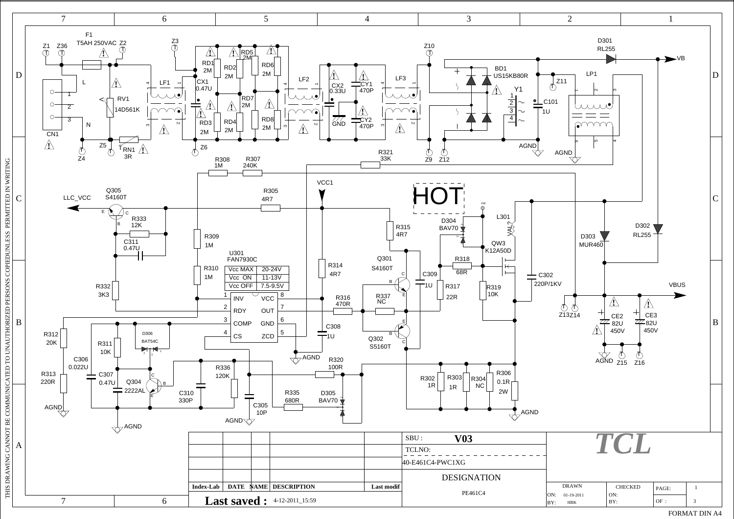HOT

| Vcc MAX | 20-24V |
| --- | --- |
| Vcc ON | 11-13V |
| Vcc OFF | 7.5-9.5V |

U301 FAN7930C

| Pin | Name | Pin | Name |
| --- | --- | --- | --- |
| 1 | INV | 8 | VCC |
| 2 | RDY | 7 | OUT |
| 3 | COMP | 6 | GND |
| 4 | CS | 5 | ZCD |

F1 T5AH 250VAC

RV1 14D561K

RN1 3R

CN1

LF1, LF2, LF3

CX1 0.47U, CX2 0.33U, CY1 470P, CY2 470P

RD1 2M, RD2 2M, RD3 2M, RD4 2M, RD5 2M, RD6 2M, RD7 2M, RD8 2M

BD1 US15KB80R

C101 1U

D301 RL255, D302 RL255, D303 MUR460, D304 BAV70, D305 BAV70, D306 BAT54C

LP1, L301

QW3 K12A50D

Q301 S4160T, Q302 S5160T, Q304 2222AL, Q305 S4160T

R302 1R, R303 1R, R304 NC, R305 4R7, R306 0.1R 2W, R307 240K, R308 1M, R309 1M, R310 1M, R311 10K, R312 20K, R313 220R, R314 4R7, R315 4R7, R316 470R, R317 22R, R318 68R, R319 10K, R320 100R, R321 33K, R332 3K3, R333 12K, R335 680R, R336 120K, R337 NC

C302 220P/1KV, C305 10P, C306 0.022U, C307 0.47U, C308 1U, C309 1U, C310 330P, C311 0.47U

CE2 82U 450V, CE3 82U 450V

VB, VBUS, VCC1, LLC_VCC, AGND

| Index-Lab | DATE | NAME | DESCRIPTION | Last modif |
| --- | --- | --- | --- | --- |

**Last saved :** 4-12-2011_15:59

SBU : **V03**

TCLNO:

40-E461C4-PWC1XG

DESIGNATION

PE461C4

**TCL**

| DRAWN | CHECKED | PAGE: 1 |
| --- | --- | --- |
| ON: 01-19-2011 | ON: | OF : 3 |
| BY: HBK | BY: | |

THIS DRAWING CANNOT BE COMMUNICATED TO UNAUTHORIZED PERSONS COPIEDUNLESS PERMITTED IN WRITING

FORMAT DIN A4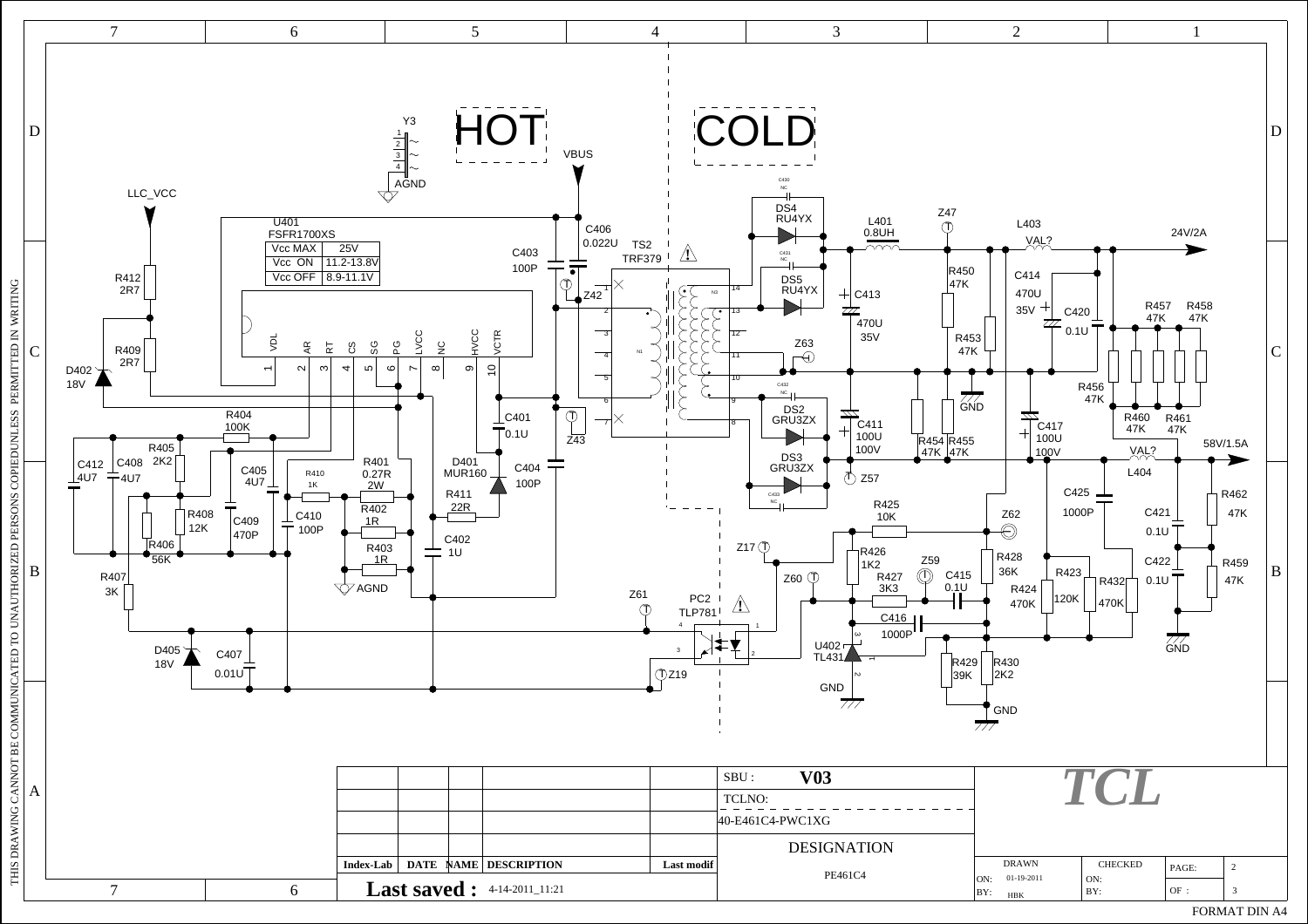HOT

COLD

U401
FSFR1700XS

| Vcc MAX | 25V |
|---|---|
| Vcc ON | 11.2-13.8V |
| Vcc OFF | 8.9-11.1V |

Y3 AGND VBUS LLC_VCC

R412 2R7, R409 2R7, D402 18V, R404 100K, R405 2K2, C412 4U7, C408 4U7, C405 4U7, R410 1K, R401 0.27R 2W, R408 12K, C409 470P, C410 100P, R402 1R, R403 1R, R406 56K, R407 3K, D405 18V, C407 0.01U, AGND

C403 100P, C406 0.022U, TS2 TRF379, Z42, Z43, C401 0.1U, D401 MUR160, C404 100P, R411 22R, C402 1U, Z61, PC2 TLP781, Z19

DS4 RU4YX, C430 NC, DS5 RU4YX, C431 NC, DS2 GRU3ZX, C432 NC, DS3 GRU3ZX, C433 NC, Z63, Z57, L401 0.8UH, Z47, C413 470U 35V, C411 100U 100V, L403 VAL?, 24V/2A, R450 47K, R453 47K, C414 470U 35V, C420 0.1U, R457 47K, R458 47K, R456 47K, R460 47K, R461 47K, GND, R454 47K, R455 47K, C417 100U 100V, VAL?, L404, 58V/1.5A

R425 10K, Z62, Z17, R426 1K2, Z59, R428 36K, Z60, R427 3K3, C415 0.1U, R424 470K, R423 120K, R432 470K, C425 1000P, C421 0.1U, C422 0.1U, R462 47K, R459 47K, C416 1000P, U402 TL431, R429 39K, R430 2K2, GND

THIS DRAWING CANNOT BE COMMUNICATED TO UNAUTHORIZED PERSONS COPIEDUNLESS PERMITTED IN WRITING

| Index-Lab | DATE | NAME | DESCRIPTION | Last modif |
|---|---|---|---|---|

SBU : V03

TCLNO:

40-E461C4-PWC1XG

DESIGNATION

PE461C4

TCL

| DRAWN | CHECKED | PAGE: 2 |
|---|---|---|
| ON: 01-19-2011 | ON: | OF : 3 |
| BY: HBK | BY: | |

Last saved : 4-14-2011_11:21

FORMAT DIN A4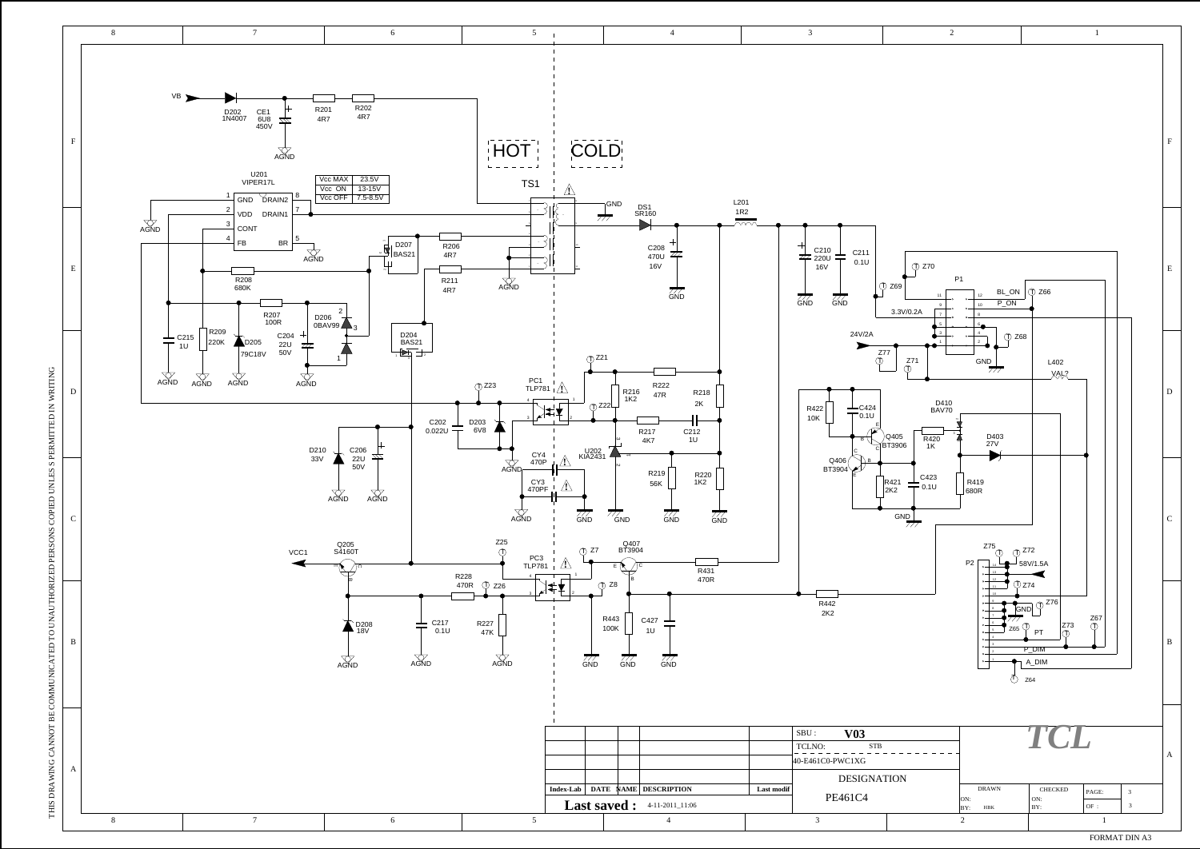| | |
|---|---|
| Vcc MAX | 23.5V |
| Vcc ON | 13-15V |
| Vcc OFF | 7.5-8.5V |

HOT

COLD

THIS DRAWING CANNOT BE COMMUNICATED TO UNAUTHORIZED PERSONS COPIED UNLESS PERMITTED IN WRITING

| | | | | | | |
|---|---|---|---|---|---|---|
| Index-Lab | DATE | NAME | DESCRIPTION | Last modif | SBU : V03 | TCL |
| | | | | | TCLNO: STB | |
| | | | | | 40-E461C0-PWC1XG | |
| | | | | | DESIGNATION | |
| Last saved : | 4-11-2011_11:06 | | | | PE461C4 | |

| DRAWN | CHECKED | PAGE: | 3 |
|---|---|---|---|
| ON: BY: HBK | ON: BY: | OF : | 3 |

FORMAT DIN A3